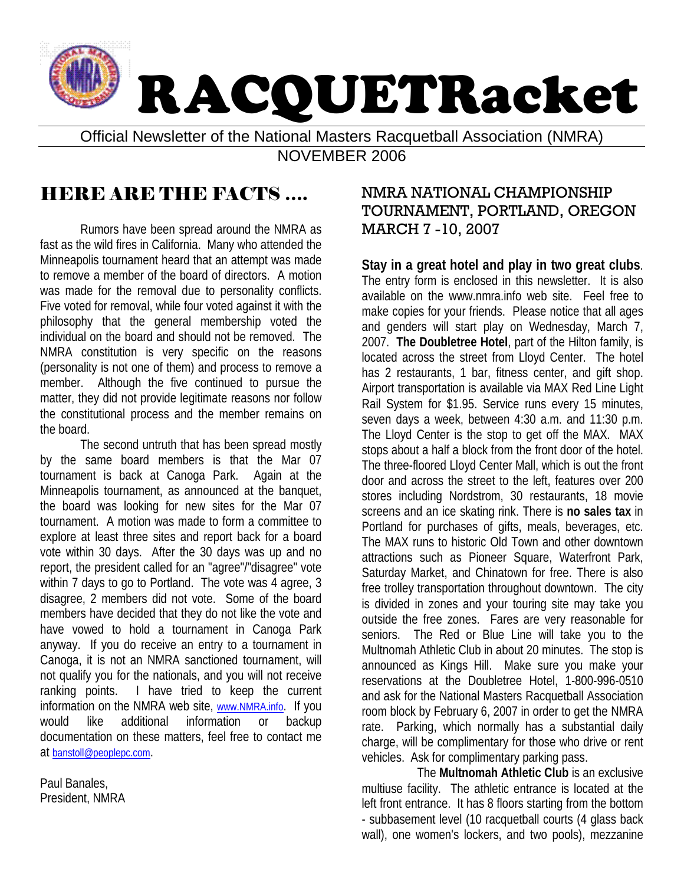# RACQUETRacket

Official Newsletter of the National Masters Racquetball Association (NMRA)

NOVEMBER 2006

## HERE ARE THE FACTS ....

Rumors have been spread around the NMRA as fast as the wild fires in California. Many who attended the Minneapolis tournament heard that an attempt was made to remove a member of the board of directors. A motion was made for the removal due to personality conflicts. Five voted for removal, while four voted against it with the philosophy that the general membership voted the individual on the board and should not be removed. The NMRA constitution is very specific on the reasons (personality is not one of them) and process to remove a member. Although the five continued to pursue the matter, they did not provide legitimate reasons nor follow the constitutional process and the member remains on the board.

The second untruth that has been spread mostly by the same board members is that the Mar 07 tournament is back at Canoga Park. Again at the Minneapolis tournament, as announced at the banquet, the board was looking for new sites for the Mar 07 tournament. A motion was made to form a committee to explore at least three sites and report back for a board vote within 30 days. After the 30 days was up and no report, the president called for an "agree"/"disagree" vote within 7 days to go to Portland. The vote was 4 agree, 3 disagree, 2 members did not vote. Some of the board members have decided that they do not like the vote and have vowed to hold a tournament in Canoga Park anyway. If you do receive an entry to a tournament in Canoga, it is not an NMRA sanctioned tournament, will not qualify you for the nationals, and you will not receive ranking points. I have tried to keep the current information on the NMRA web site, www.NMRA.info. If you would like additional information or backup documentation on these matters, feel free to contact me at banstoll@peoplepc.com.

Paul Banales,
President, NMRA

## NMRA NATIONAL CHAMPIONSHIP TOURNAMENT, PORTLAND, OREGON MARCH 7 -10, 2007

**Stay in a great hotel and play in two great clubs**. The entry form is enclosed in this newsletter. It is also available on the www.nmra.info web site. Feel free to make copies for your friends. Please notice that all ages and genders will start play on Wednesday, March 7, 2007. **The Doubletree Hotel**, part of the Hilton family, is located across the street from Lloyd Center. The hotel has 2 restaurants, 1 bar, fitness center, and gift shop. Airport transportation is available via MAX Red Line Light Rail System for $1.95. Service runs every 15 minutes, seven days a week, between 4:30 a.m. and 11:30 p.m. The Lloyd Center is the stop to get off the MAX. MAX stops about a half a block from the front door of the hotel. The three-floored Lloyd Center Mall, which is out the front door and across the street to the left, features over 200 stores including Nordstrom, 30 restaurants, 18 movie screens and an ice skating rink. There is **no sales tax** in Portland for purchases of gifts, meals, beverages, etc. The MAX runs to historic Old Town and other downtown attractions such as Pioneer Square, Waterfront Park, Saturday Market, and Chinatown for free. There is also free trolley transportation throughout downtown. The city is divided in zones and your touring site may take you outside the free zones. Fares are very reasonable for seniors. The Red or Blue Line will take you to the Multnomah Athletic Club in about 20 minutes. The stop is announced as Kings Hill. Make sure you make your reservations at the Doubletree Hotel, 1-800-996-0510 and ask for the National Masters Racquetball Association room block by February 6, 2007 in order to get the NMRA rate. Parking, which normally has a substantial daily charge, will be complimentary for those who drive or rent vehicles. Ask for complimentary parking pass.

The **Multnomah Athletic Club** is an exclusive multiuse facility. The athletic entrance is located at the left front entrance. It has 8 floors starting from the bottom - subbasement level (10 racquetball courts (4 glass back wall), one women's lockers, and two pools), mezzanine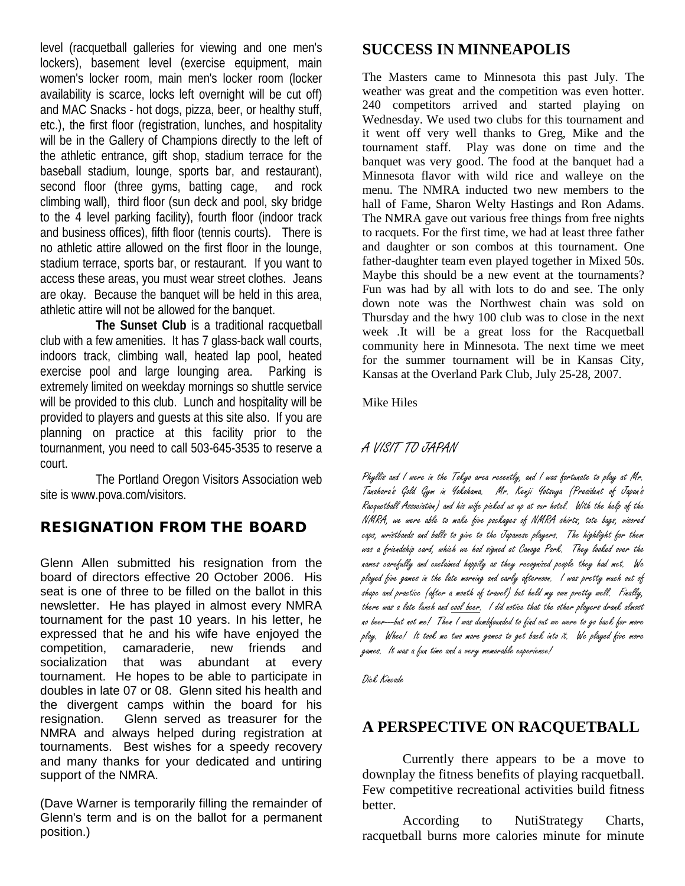level (racquetball galleries for viewing and one men's lockers), basement level (exercise equipment, main women's locker room, main men's locker room (locker availability is scarce, locks left overnight will be cut off) and MAC Snacks - hot dogs, pizza, beer, or healthy stuff, etc.), the first floor (registration, lunches, and hospitality will be in the Gallery of Champions directly to the left of the athletic entrance, gift shop, stadium terrace for the baseball stadium, lounge, sports bar, and restaurant), second floor (three gyms, batting cage, and rock climbing wall), third floor (sun deck and pool, sky bridge to the 4 level parking facility), fourth floor (indoor track and business offices), fifth floor (tennis courts). There is no athletic attire allowed on the first floor in the lounge, stadium terrace, sports bar, or restaurant. If you want to access these areas, you must wear street clothes. Jeans are okay. Because the banquet will be held in this area, athletic attire will not be allowed for the banquet.

**The Sunset Club** is a traditional racquetball club with a few amenities. It has 7 glass-back wall courts, indoors track, climbing wall, heated lap pool, heated exercise pool and large lounging area. Parking is extremely limited on weekday mornings so shuttle service will be provided to this club. Lunch and hospitality will be provided to players and guests at this site also. If you are planning on practice at this facility prior to the tournanment, you need to call 503-645-3535 to reserve a court.

The Portland Oregon Visitors Association web site is www.pova.com/visitors.

## RESIGNATION FROM THE BOARD

Glenn Allen submitted his resignation from the board of directors effective 20 October 2006. His seat is one of three to be filled on the ballot in this newsletter. He has played in almost every NMRA tournament for the past 10 years. In his letter, he expressed that he and his wife have enjoyed the competition, camaraderie, new friends and socialization that was abundant at every tournament. He hopes to be able to participate in doubles in late 07 or 08. Glenn sited his health and the divergent camps within the board for his resignation. Glenn served as treasurer for the NMRA and always helped during registration at tournaments. Best wishes for a speedy recovery and many thanks for your dedicated and untiring support of the NMRA.

(Dave Warner is temporarily filling the remainder of Glenn's term and is on the ballot for a permanent position.)

## SUCCESS IN MINNEAPOLIS

The Masters came to Minnesota this past July. The weather was great and the competition was even hotter. 240 competitors arrived and started playing on Wednesday. We used two clubs for this tournament and it went off very well thanks to Greg, Mike and the tournament staff. Play was done on time and the banquet was very good. The food at the banquet had a Minnesota flavor with wild rice and walleye on the menu. The NMRA inducted two new members to the hall of Fame, Sharon Welty Hastings and Ron Adams. The NMRA gave out various free things from free nights to racquets. For the first time, we had at least three father and daughter or son combos at this tournament. One father-daughter team even played together in Mixed 50s. Maybe this should be a new event at the tournaments? Fun was had by all with lots to do and see. The only down note was the Northwest chain was sold on Thursday and the hwy 100 club was to close in the next week .It will be a great loss for the Racquetball community here in Minnesota. The next time we meet for the summer tournament will be in Kansas City, Kansas at the Overland Park Club, July 25-28, 2007.

Mike Hiles

## A VISIT TO JAPAN

Phyllis and I were in the Tokyo area recently, and I was fortunate to play at Mr. Tanahara's Gold Gym in Yokohama. Mr. Kenji Yotsuya (President of Japan's Racquetball Association) and his wife picked us up at our hotel. With the help of the NMRA, we were able to make five packages of NMRA shirts, tote bags, visored caps, wristbands and balls to give to the Japanese players. The highlight for them was a friendship card, which we had signed at Canoga Park. They looked over the names carefully and exclaimed happily as they recognized people they had met. We played five games in the late morning and early afternoon. I was pretty much out of shape and practice (after a month of travel) but held my own pretty well. Finally, there was a late lunch and cool beer. I did notice that the other players drank almost no beer—but not me! Then I was dumbfounded to find out we were to go back for more play. Whee! It took me two more games to get back into it. We played five more games. It was a fun time and a very memorable experience!

Dick Kincade

## A PERSPECTIVE ON RACQUETBALL

Currently there appears to be a move to downplay the fitness benefits of playing racquetball. Few competitive recreational activities build fitness better.

According to NutiStrategy Charts, racquetball burns more calories minute for minute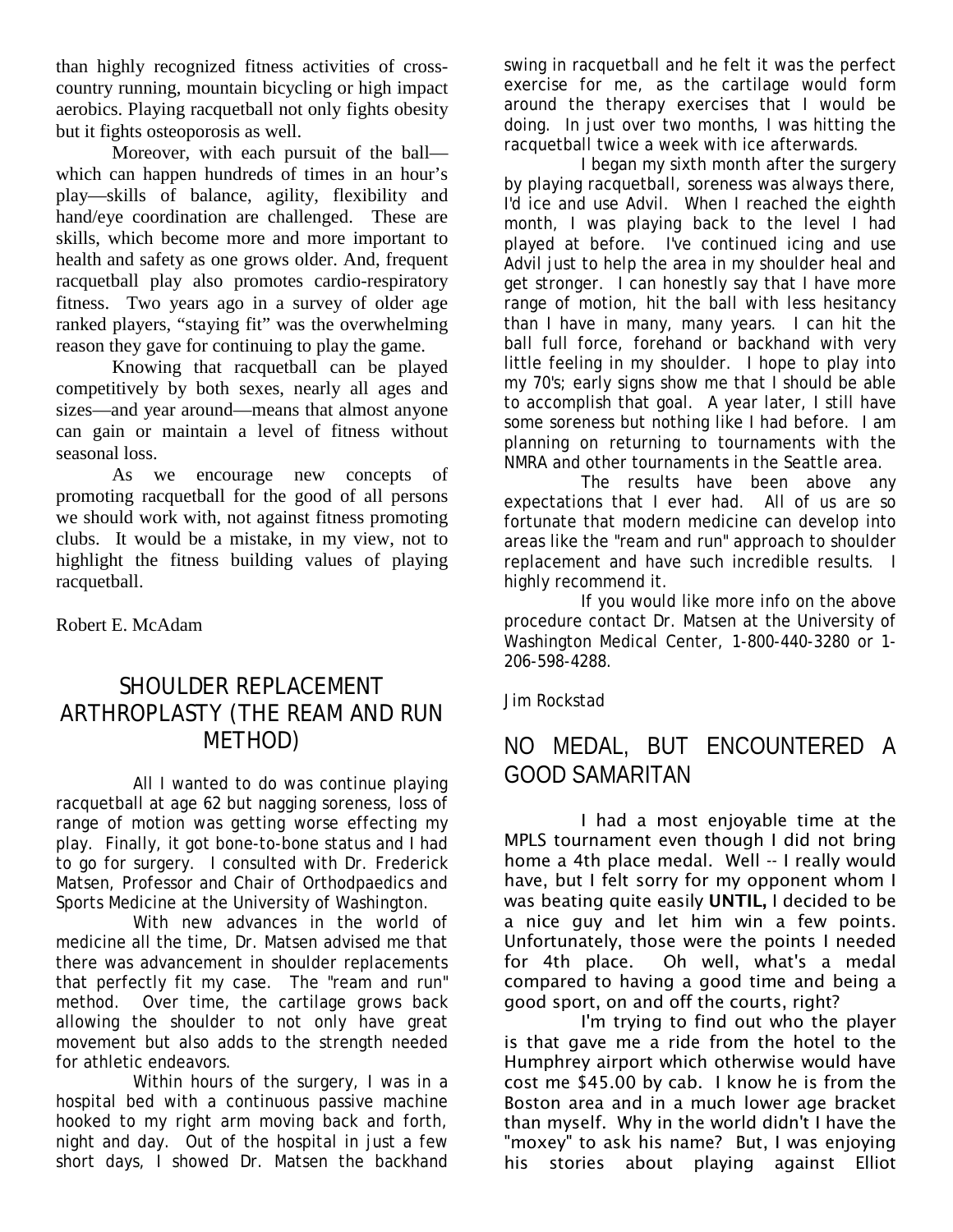than highly recognized fitness activities of cross-country running, mountain bicycling or high impact aerobics. Playing racquetball not only fights obesity but it fights osteoporosis as well.

Moreover, with each pursuit of the ball—which can happen hundreds of times in an hour's play—skills of balance, agility, flexibility and hand/eye coordination are challenged. These are skills, which become more and more important to health and safety as one grows older. And, frequent racquetball play also promotes cardio-respiratory fitness. Two years ago in a survey of older age ranked players, "staying fit" was the overwhelming reason they gave for continuing to play the game.

Knowing that racquetball can be played competitively by both sexes, nearly all ages and sizes—and year around—means that almost anyone can gain or maintain a level of fitness without seasonal loss.

As we encourage new concepts of promoting racquetball for the good of all persons we should work with, not against fitness promoting clubs. It would be a mistake, in my view, not to highlight the fitness building values of playing racquetball.

Robert E. McAdam

## SHOULDER REPLACEMENT ARTHROPLASTY (THE REAM AND RUN METHOD)

All I wanted to do was continue playing racquetball at age 62 but nagging soreness, loss of range of motion was getting worse effecting my play. Finally, it got bone-to-bone status and I had to go for surgery. I consulted with Dr. Frederick Matsen, Professor and Chair of Orthodpaedics and Sports Medicine at the University of Washington.

With new advances in the world of medicine all the time, Dr. Matsen advised me that there was advancement in shoulder replacements that perfectly fit my case. The "ream and run" method. Over time, the cartilage grows back allowing the shoulder to not only have great movement but also adds to the strength needed for athletic endeavors.

Within hours of the surgery, I was in a hospital bed with a continuous passive machine hooked to my right arm moving back and forth, night and day. Out of the hospital in just a few short days, I showed Dr. Matsen the backhand swing in racquetball and he felt it was the perfect exercise for me, as the cartilage would form around the therapy exercises that I would be doing. In just over two months, I was hitting the racquetball twice a week with ice afterwards.

I began my sixth month after the surgery by playing racquetball, soreness was always there, I'd ice and use Advil. When I reached the eighth month, I was playing back to the level I had played at before. I've continued icing and use Advil just to help the area in my shoulder heal and get stronger. I can honestly say that I have more range of motion, hit the ball with less hesitancy than I have in many, many years. I can hit the ball full force, forehand or backhand with very little feeling in my shoulder. I hope to play into my 70's; early signs show me that I should be able to accomplish that goal. A year later, I still have some soreness but nothing like I had before. I am planning on returning to tournaments with the NMRA and other tournaments in the Seattle area.

The results have been above any expectations that I ever had. All of us are so fortunate that modern medicine can develop into areas like the "ream and run" approach to shoulder replacement and have such incredible results. I highly recommend it.

If you would like more info on the above procedure contact Dr. Matsen at the University of Washington Medical Center, 1-800-440-3280 or 1-206-598-4288.

Jim Rockstad

## NO MEDAL, BUT ENCOUNTERED A GOOD SAMARITAN

I had a most enjoyable time at the MPLS tournament even though I did not bring home a 4th place medal. Well -- I really would have, but I felt sorry for my opponent whom I was beating quite easily **UNTIL,** I decided to be a nice guy and let him win a few points. Unfortunately, those were the points I needed for 4th place. Oh well, what's a medal compared to having a good time and being a good sport, on and off the courts, right?

I'm trying to find out who the player is that gave me a ride from the hotel to the Humphrey airport which otherwise would have cost me $45.00 by cab. I know he is from the Boston area and in a much lower age bracket than myself. Why in the world didn't I have the "moxey" to ask his name? But, I was enjoying his stories about playing against Elliot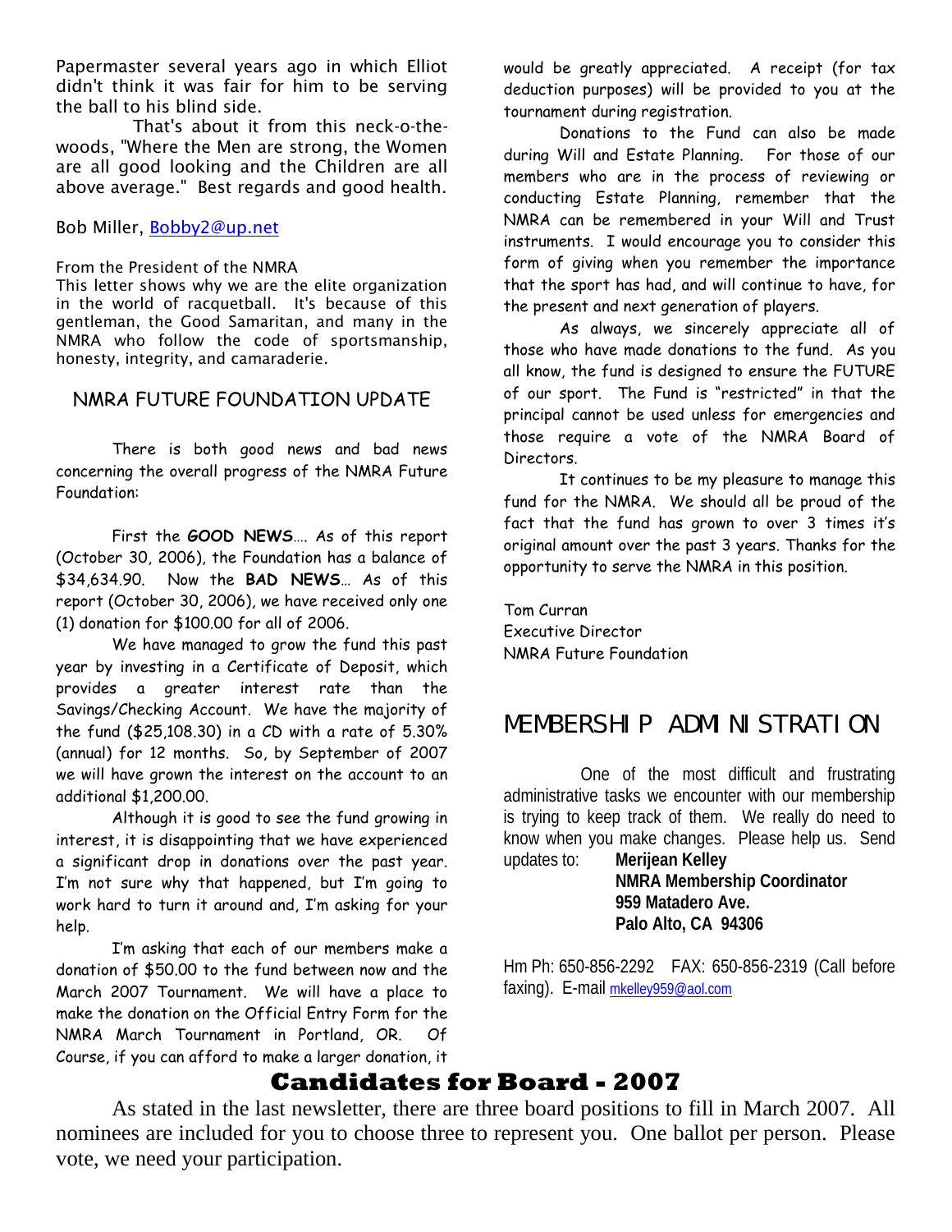Papermaster several years ago in which Elliot didn't think it was fair for him to be serving the ball to his blind side.

That's about it from this neck-o-the-woods, "Where the Men are strong, the Women are all good looking and the Children are all above average." Best regards and good health.

Bob Miller, Bobby2@up.net

From the President of the NMRA
This letter shows why we are the elite organization in the world of racquetball. It's because of this gentleman, the Good Samaritan, and many in the NMRA who follow the code of sportsmanship, honesty, integrity, and camaraderie.

## NMRA FUTURE FOUNDATION UPDATE

There is both good news and bad news concerning the overall progress of the NMRA Future Foundation:

First the **GOOD NEWS**…. As of this report (October 30, 2006), the Foundation has a balance of $34,634.90. Now the **BAD NEWS**… As of this report (October 30, 2006), we have received only one (1) donation for $100.00 for all of 2006.

We have managed to grow the fund this past year by investing in a Certificate of Deposit, which provides a greater interest rate than the Savings/Checking Account. We have the majority of the fund ($25,108.30) in a CD with a rate of 5.30% (annual) for 12 months. So, by September of 2007 we will have grown the interest on the account to an additional $1,200.00.

Although it is good to see the fund growing in interest, it is disappointing that we have experienced a significant drop in donations over the past year. I'm not sure why that happened, but I'm going to work hard to turn it around and, I'm asking for your help.

I'm asking that each of our members make a donation of $50.00 to the fund between now and the March 2007 Tournament. We will have a place to make the donation on the Official Entry Form for the NMRA March Tournament in Portland, OR. Of Course, if you can afford to make a larger donation, it would be greatly appreciated. A receipt (for tax deduction purposes) will be provided to you at the tournament during registration.

Donations to the Fund can also be made during Will and Estate Planning. For those of our members who are in the process of reviewing or conducting Estate Planning, remember that the NMRA can be remembered in your Will and Trust instruments. I would encourage you to consider this form of giving when you remember the importance that the sport has had, and will continue to have, for the present and next generation of players.

As always, we sincerely appreciate all of those who have made donations to the fund. As you all know, the fund is designed to ensure the FUTURE of our sport. The Fund is "restricted" in that the principal cannot be used unless for emergencies and those require a vote of the NMRA Board of Directors.

It continues to be my pleasure to manage this fund for the NMRA. We should all be proud of the fact that the fund has grown to over 3 times it's original amount over the past 3 years. Thanks for the opportunity to serve the NMRA in this position.

Tom Curran
Executive Director
NMRA Future Foundation

## MEMBERSHIP ADMINISTRATION

One of the most difficult and frustrating administrative tasks we encounter with our membership is trying to keep track of them. We really do need to know when you make changes. Please help us. Send updates to:

**Merijean Kelley**
**NMRA Membership Coordinator**
**959 Matadero Ave.**
**Palo Alto, CA 94306**

Hm Ph: 650-856-2292 FAX: 650-856-2319 (Call before faxing). E-mail mkelley959@aol.com

## Candidates for Board - 2007

As stated in the last newsletter, there are three board positions to fill in March 2007. All nominees are included for you to choose three to represent you. One ballot per person. Please vote, we need your participation.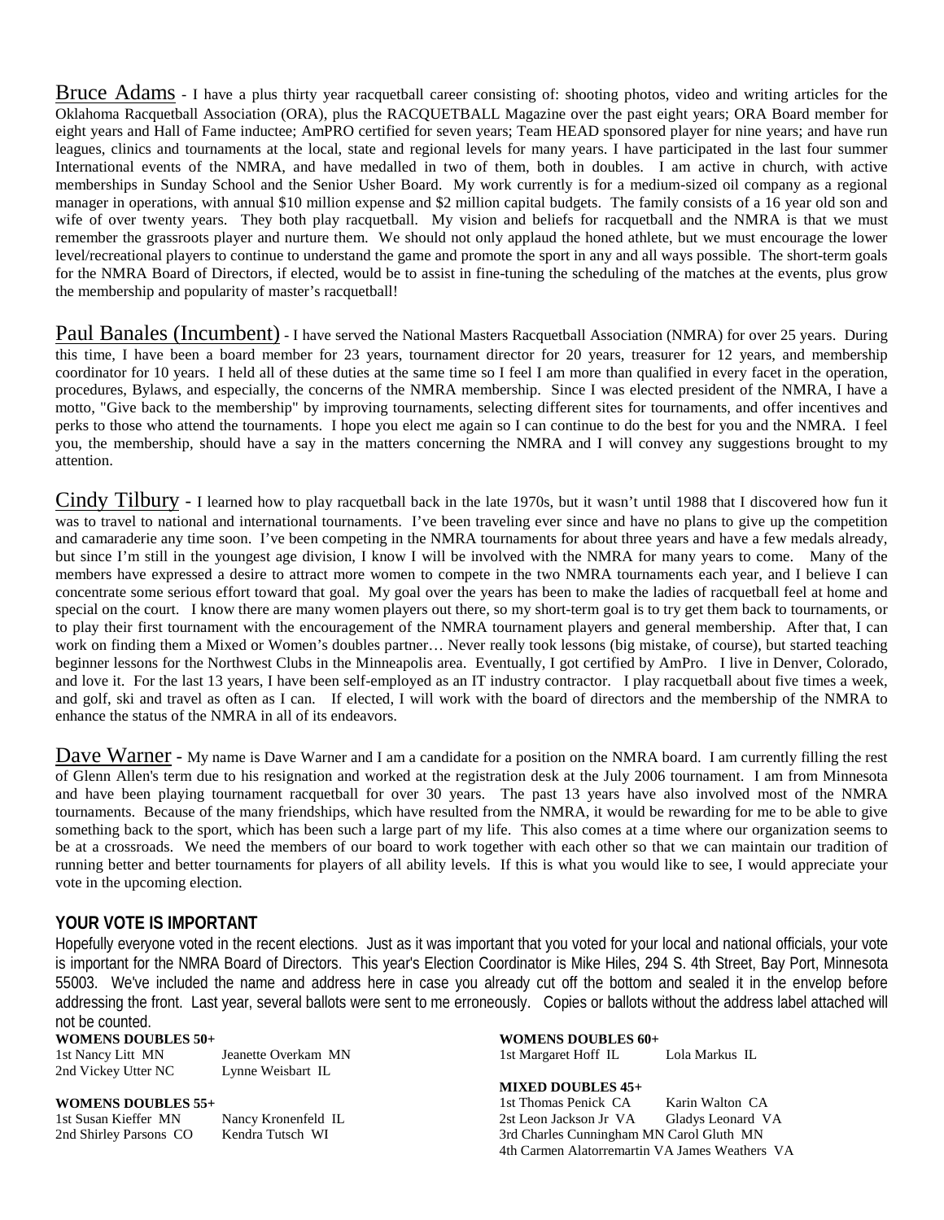Bruce Adams - I have a plus thirty year racquetball career consisting of: shooting photos, video and writing articles for the Oklahoma Racquetball Association (ORA), plus the RACQUETBALL Magazine over the past eight years; ORA Board member for eight years and Hall of Fame inductee; AmPRO certified for seven years; Team HEAD sponsored player for nine years; and have run leagues, clinics and tournaments at the local, state and regional levels for many years. I have participated in the last four summer International events of the NMRA, and have medalled in two of them, both in doubles. I am active in church, with active memberships in Sunday School and the Senior Usher Board. My work currently is for a medium-sized oil company as a regional manager in operations, with annual $10 million expense and $2 million capital budgets. The family consists of a 16 year old son and wife of over twenty years. They both play racquetball. My vision and beliefs for racquetball and the NMRA is that we must remember the grassroots player and nurture them. We should not only applaud the honed athlete, but we must encourage the lower level/recreational players to continue to understand the game and promote the sport in any and all ways possible. The short-term goals for the NMRA Board of Directors, if elected, would be to assist in fine-tuning the scheduling of the matches at the events, plus grow the membership and popularity of master's racquetball!

Paul Banales (Incumbent) - I have served the National Masters Racquetball Association (NMRA) for over 25 years. During this time, I have been a board member for 23 years, tournament director for 20 years, treasurer for 12 years, and membership coordinator for 10 years. I held all of these duties at the same time so I feel I am more than qualified in every facet in the operation, procedures, Bylaws, and especially, the concerns of the NMRA membership. Since I was elected president of the NMRA, I have a motto, "Give back to the membership" by improving tournaments, selecting different sites for tournaments, and offer incentives and perks to those who attend the tournaments. I hope you elect me again so I can continue to do the best for you and the NMRA. I feel you, the membership, should have a say in the matters concerning the NMRA and I will convey any suggestions brought to my attention.

Cindy Tilbury - I learned how to play racquetball back in the late 1970s, but it wasn't until 1988 that I discovered how fun it was to travel to national and international tournaments. I've been traveling ever since and have no plans to give up the competition and camaraderie any time soon. I've been competing in the NMRA tournaments for about three years and have a few medals already, but since I'm still in the youngest age division, I know I will be involved with the NMRA for many years to come. Many of the members have expressed a desire to attract more women to compete in the two NMRA tournaments each year, and I believe I can concentrate some serious effort toward that goal. My goal over the years has been to make the ladies of racquetball feel at home and special on the court. I know there are many women players out there, so my short-term goal is to try get them back to tournaments, or to play their first tournament with the encouragement of the NMRA tournament players and general membership. After that, I can work on finding them a Mixed or Women's doubles partner… Never really took lessons (big mistake, of course), but started teaching beginner lessons for the Northwest Clubs in the Minneapolis area. Eventually, I got certified by AmPro. I live in Denver, Colorado, and love it. For the last 13 years, I have been self-employed as an IT industry contractor. I play racquetball about five times a week, and golf, ski and travel as often as I can. If elected, I will work with the board of directors and the membership of the NMRA to enhance the status of the NMRA in all of its endeavors.

Dave Warner - My name is Dave Warner and I am a candidate for a position on the NMRA board. I am currently filling the rest of Glenn Allen's term due to his resignation and worked at the registration desk at the July 2006 tournament. I am from Minnesota and have been playing tournament racquetball for over 30 years. The past 13 years have also involved most of the NMRA tournaments. Because of the many friendships, which have resulted from the NMRA, it would be rewarding for me to be able to give something back to the sport, which has been such a large part of my life. This also comes at a time where our organization seems to be at a crossroads. We need the members of our board to work together with each other so that we can maintain our tradition of running better and better tournaments for players of all ability levels. If this is what you would like to see, I would appreciate your vote in the upcoming election.

## YOUR VOTE IS IMPORTANT

Hopefully everyone voted in the recent elections. Just as it was important that you voted for your local and national officials, your vote is important for the NMRA Board of Directors. This year's Election Coordinator is Mike Hiles, 294 S. 4th Street, Bay Port, Minnesota 55003. We've included the name and address here in case you already cut off the bottom and sealed it in the envelop before addressing the front. Last year, several ballots were sent to me erroneously. Copies or ballots without the address label attached will not be counted.

**WOMENS DOUBLES 50+**

1st Nancy Litt MN — Jeanette Overkam MN
2nd Vickey Utter NC — Lynne Weisbart IL

**WOMENS DOUBLES 55+**

1st Susan Kieffer MN — Nancy Kronenfeld IL
2nd Shirley Parsons CO — Kendra Tutsch WI

**WOMENS DOUBLES 60+**

1st Margaret Hoff IL — Lola Markus IL

**MIXED DOUBLES 45+**

1st Thomas Penick CA — Karin Walton CA
2st Leon Jackson Jr VA — Gladys Leonard VA
3rd Charles Cunningham MN — Carol Gluth MN
4th Carmen Alatorremartin VA — James Weathers VA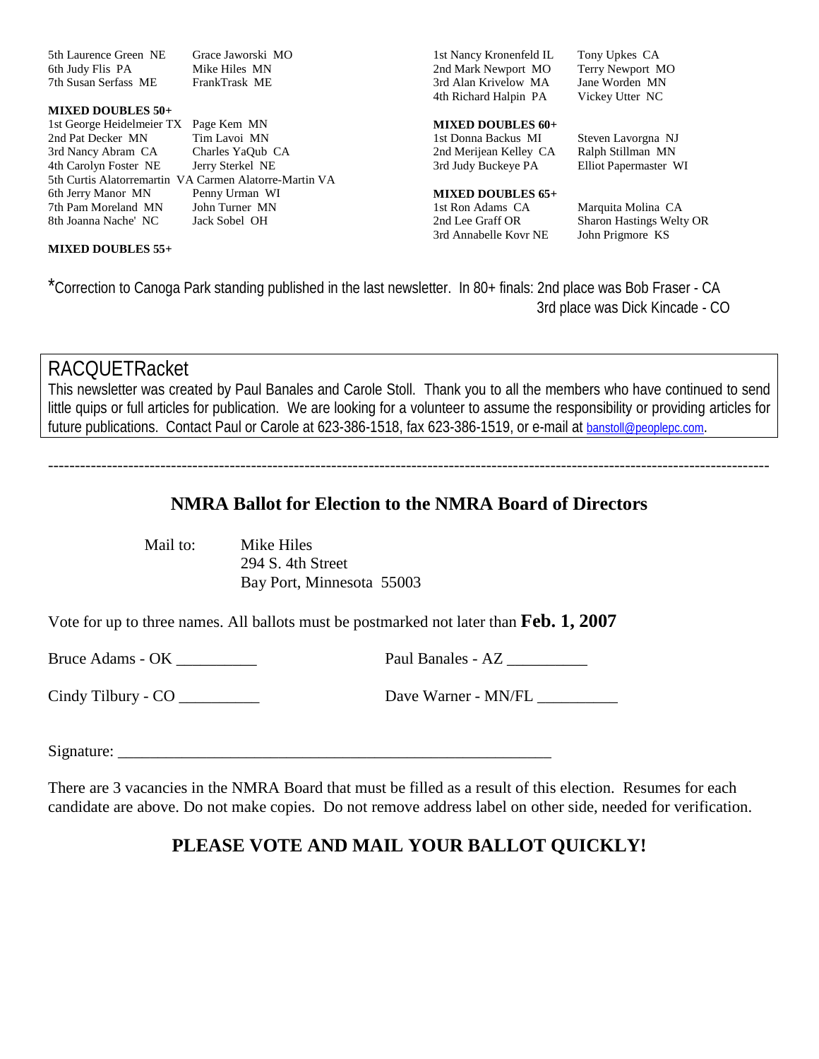5th Laurence Green NE — Grace Jaworski MO
6th Judy Flis PA — Mike Hiles MN
7th Susan Serfass ME — FrankTrask ME

**MIXED DOUBLES 50+**

1st George Heidelmeier TX — Page Kem MN
2nd Pat Decker MN — Tim Lavoi MN
3rd Nancy Abram CA — Charles YaQub CA
4th Carolyn Foster NE — Jerry Sterkel NE
5th Curtis Alatorremartin VA — Carmen Alatorre-Martin VA
6th Jerry Manor MN — Penny Urman WI
7th Pam Moreland MN — John Turner MN
8th Joanna Nache' NC — Jack Sobel OH

**MIXED DOUBLES 55+**

1st Nancy Kronenfeld IL — Tony Upkes CA
2nd Mark Newport MO — Terry Newport MO
3rd Alan Krivelow MA — Jane Worden MN
4th Richard Halpin PA — Vickey Utter NC

**MIXED DOUBLES 60+**

1st Donna Backus MI — Steven Lavorgna NJ
2nd Merijean Kelley CA — Ralph Stillman MN
3rd Judy Buckeye PA — Elliot Papermaster WI

**MIXED DOUBLES 65+**

1st Ron Adams CA — Marquita Molina CA
2nd Lee Graff OR — Sharon Hastings Welty OR
3rd Annabelle Kovr NE — John Prigmore KS

*Correction to Canoga Park standing published in the last newsletter. In 80+ finals: 2nd place was Bob Fraser - CA
3rd place was Dick Kincade - CO

## RACQUETRacket

This newsletter was created by Paul Banales and Carole Stoll. Thank you to all the members who have continued to send little quips or full articles for publication. We are looking for a volunteer to assume the responsibility or providing articles for future publications. Contact Paul or Carole at 623-386-1518, fax 623-386-1519, or e-mail at banstoll@peoplepc.com.

---

## NMRA Ballot for Election to the NMRA Board of Directors

Mail to:
Mike Hiles
294 S. 4th Street
Bay Port, Minnesota 55003

Vote for up to three names. All ballots must be postmarked not later than **Feb. 1, 2007**

Bruce Adams - OK __________ Paul Banales - AZ __________

Cindy Tilbury - CO __________ Dave Warner - MN/FL __________

Signature: _______________________________________________________

There are 3 vacancies in the NMRA Board that must be filled as a result of this election. Resumes for each candidate are above. Do not make copies. Do not remove address label on other side, needed for verification.

**PLEASE VOTE AND MAIL YOUR BALLOT QUICKLY!**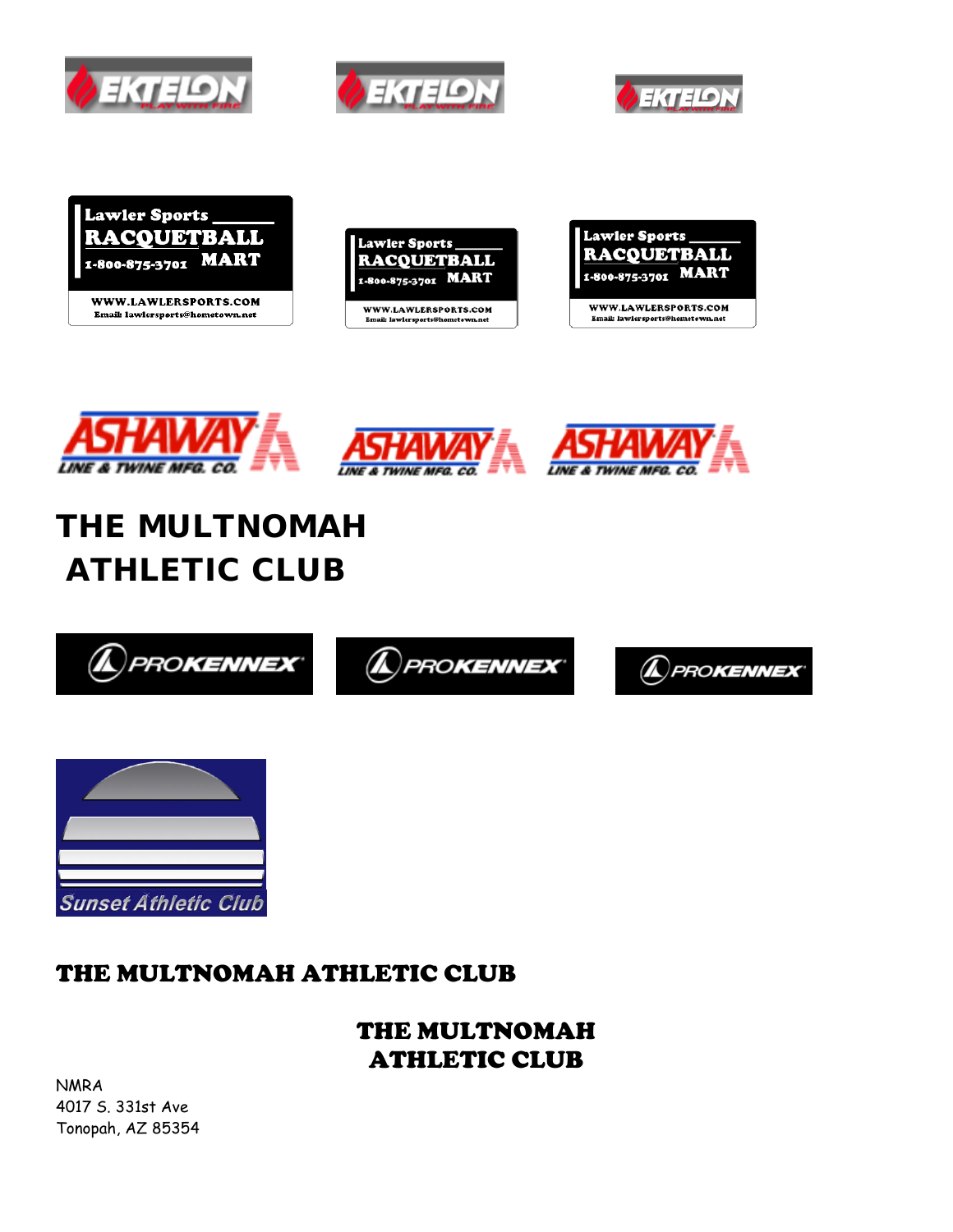EKTELON PLAY WITH FIRE

EKTELON PLAY WITH FIRE

EKTELON PLAY WITH FIRE

Lawler Sports RACQUETBALL MART 1-800-875-3701 WWW.LAWLERSPORTS.COM Email: lawlersports@hometown.net

Lawler Sports RACQUETBALL MART 1-800-875-3701 WWW.LAWLERSPORTS.COM Email: lawlersports@hometown.net

Lawler Sports RACQUETBALL MART 1-800-875-3701 WWW.LAWLERSPORTS.COM Email: lawlersports@hometown.net

ASHAWAY LINE & TWINE MFG. CO.

ASHAWAY LINE & TWINE MFG. CO.

ASHAWAY LINE & TWINE MFG. CO.

**THE MULTNOMAH ATHLETIC CLUB**

PROKENNEX

PROKENNEX

PROKENNEX

Sunset Athletic Club

**THE MULTNOMAH ATHLETIC CLUB**

**THE MULTNOMAH ATHLETIC CLUB**

NMRA
4017 S. 331st Ave
Tonopah, AZ 85354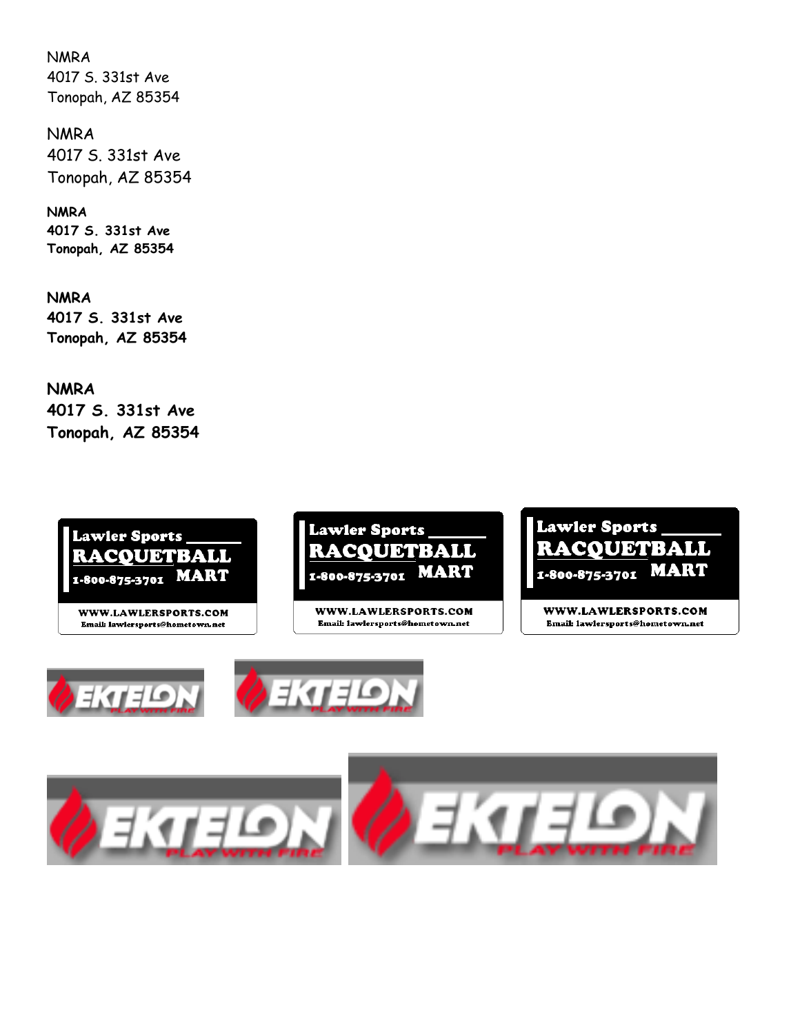NMRA
4017 S. 331st Ave
Tonopah, AZ 85354

NMRA
4017 S. 331st Ave
Tonopah, AZ 85354

**NMRA**
**4017 S. 331st Ave**
**Tonopah, AZ 85354**

**NMRA**
**4017 S. 331st Ave**
**Tonopah, AZ 85354**

**NMRA**
**4017 S. 331st Ave**
**Tonopah, AZ 85354**

**Lawler Sports**
**RACQUETBALL**
**1-800-875-3701 MART**

**WWW.LAWLERSPORTS.COM**
**Email: lawlersports@hometown.net**

**Lawler Sports**
**RACQUETBALL**
**1-800-875-3701 MART**

**WWW.LAWLERSPORTS.COM**
**Email: lawlersports@hometown.net**

**Lawler Sports**
**RACQUETBALL**
**1-800-875-3701 MART**

**WWW.LAWLERSPORTS.COM**
**Email: lawlersports@hometown.net**

EKTELON
PLAY WITH FIRE

EKTELON
PLAY WITH FIRE

EKTELON
PLAY WITH FIRE

EKTELON
PLAY WITH FIRE